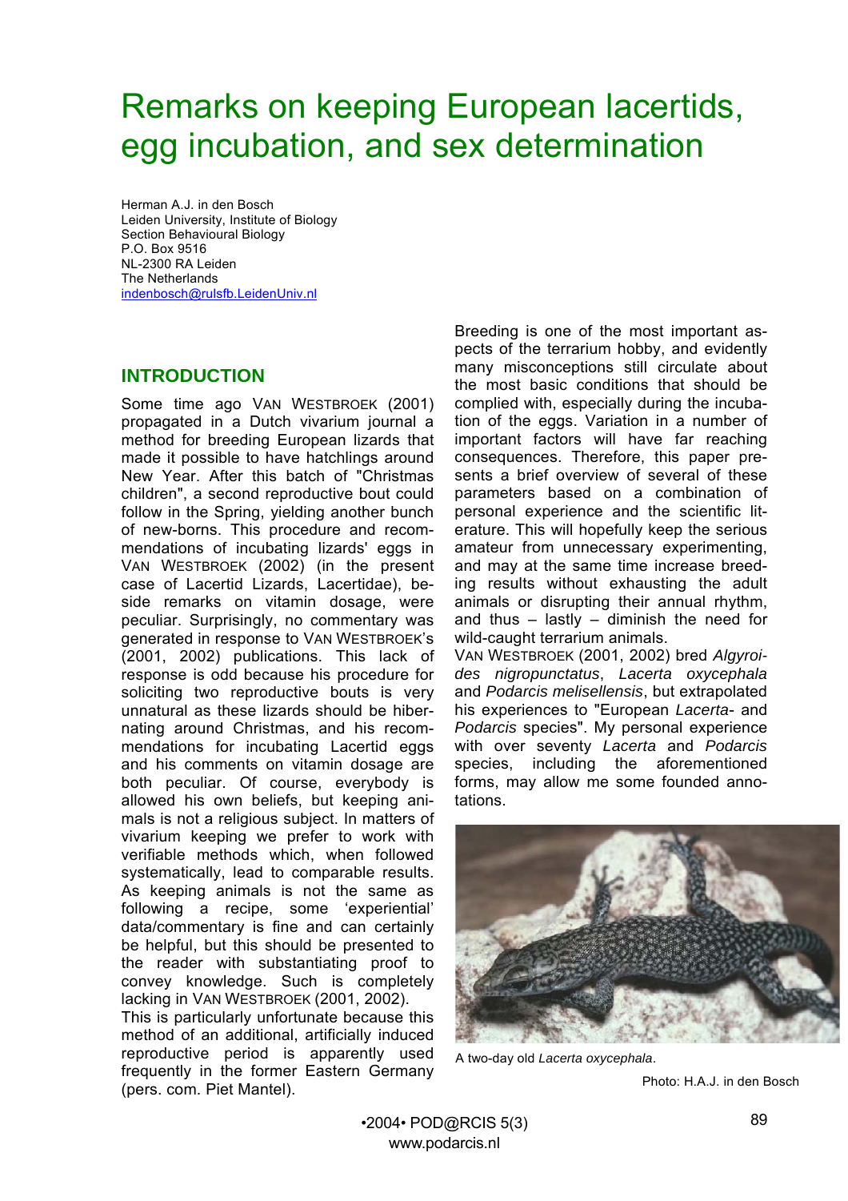# Remarks on keeping European lacertids, egg incubation, and sex determination

Herman A.J. in den Bosch
Leiden University, Institute of Biology
Section Behavioural Biology
P.O. Box 9516
NL-2300 RA Leiden
The Netherlands
indenbosch@rulsfb.LeidenUniv.nl

## INTRODUCTION

Some time ago VAN WESTBROEK (2001) propagated in a Dutch vivarium journal a method for breeding European lizards that made it possible to have hatchlings around New Year. After this batch of "Christmas children", a second reproductive bout could follow in the Spring, yielding another bunch of new-borns. This procedure and recommendations of incubating lizards' eggs in VAN WESTBROEK (2002) (in the present case of Lacertid Lizards, Lacertidae), beside remarks on vitamin dosage, were peculiar. Surprisingly, no commentary was generated in response to VAN WESTBROEK's (2001, 2002) publications. This lack of response is odd because his procedure for soliciting two reproductive bouts is very unnatural as these lizards should be hibernating around Christmas, and his recommendations for incubating Lacertid eggs and his comments on vitamin dosage are both peculiar. Of course, everybody is allowed his own beliefs, but keeping animals is not a religious subject. In matters of vivarium keeping we prefer to work with verifiable methods which, when followed systematically, lead to comparable results. As keeping animals is not the same as following a recipe, some 'experiential' data/commentary is fine and can certainly be helpful, but this should be presented to the reader with substantiating proof to convey knowledge. Such is completely lacking in VAN WESTBROEK (2001, 2002).

This is particularly unfortunate because this method of an additional, artificially induced reproductive period is apparently used frequently in the former Eastern Germany (pers. com. Piet Mantel).

Breeding is one of the most important aspects of the terrarium hobby, and evidently many misconceptions still circulate about the most basic conditions that should be complied with, especially during the incubation of the eggs. Variation in a number of important factors will have far reaching consequences. Therefore, this paper presents a brief overview of several of these parameters based on a combination of personal experience and the scientific literature. This will hopefully keep the serious amateur from unnecessary experimenting, and may at the same time increase breeding results without exhausting the adult animals or disrupting their annual rhythm, and thus – lastly – diminish the need for wild-caught terrarium animals.

VAN WESTBROEK (2001, 2002) bred *Algyroides nigropunctatus*, *Lacerta oxycephala* and *Podarcis melisellensis*, but extrapolated his experiences to "European *Lacerta*- and *Podarcis* species". My personal experience with over seventy *Lacerta* and *Podarcis* species, including the aforementioned forms, may allow me some founded annotations.

A two-day old *Lacerta oxycephala*.

Photo: H.A.J. in den Bosch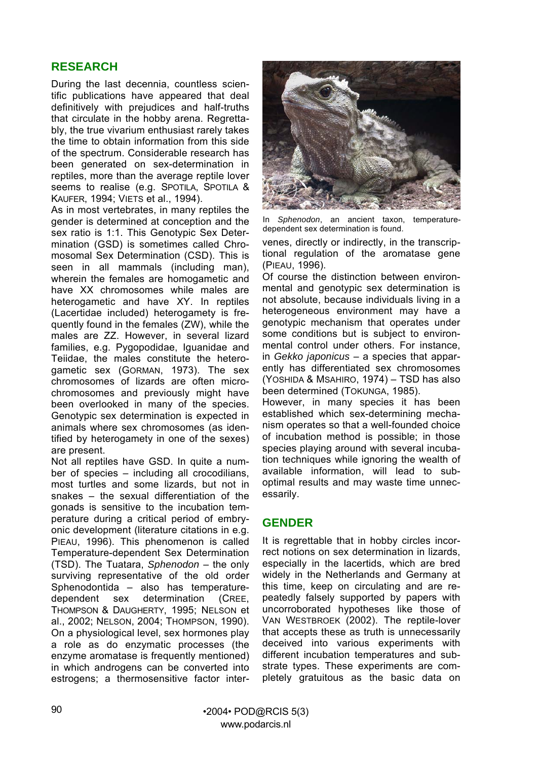## RESEARCH

During the last decennia, countless scientific publications have appeared that deal definitively with prejudices and half-truths that circulate in the hobby arena. Regrettably, the true vivarium enthusiast rarely takes the time to obtain information from this side of the spectrum. Considerable research has been generated on sex-determination in reptiles, more than the average reptile lover seems to realise (e.g. SPOTILA, SPOTILA & KAUFER, 1994; VIETS et al., 1994).

As in most vertebrates, in many reptiles the gender is determined at conception and the sex ratio is 1:1. This Genotypic Sex Determination (GSD) is sometimes called Chromosomal Sex Determination (CSD). This is seen in all mammals (including man), wherein the females are homogametic and have XX chromosomes while males are heterogametic and have XY. In reptiles (Lacertidae included) heterogamety is frequently found in the females (ZW), while the males are ZZ. However, in several lizard families, e.g. Pygopodidae, Iguanidae and Teiidae, the males constitute the heterogametic sex (GORMAN, 1973). The sex chromosomes of lizards are often microchromosomes and previously might have been overlooked in many of the species. Genotypic sex determination is expected in animals where sex chromosomes (as identified by heterogamety in one of the sexes) are present.

Not all reptiles have GSD. In quite a number of species – including all crocodilians, most turtles and some lizards, but not in snakes – the sexual differentiation of the gonads is sensitive to the incubation temperature during a critical period of embryonic development (literature citations in e.g. PIEAU, 1996). This phenomenon is called Temperature-dependent Sex Determination (TSD). The Tuatara, *Sphenodon* – the only surviving representative of the old order Sphenodontida – also has temperature-dependent sex determination (CREE, THOMPSON & DAUGHERTY, 1995; NELSON et al., 2002; NELSON, 2004; THOMPSON, 1990). On a physiological level, sex hormones play a role as do enzymatic processes (the enzyme aromatase is frequently mentioned) in which androgens can be converted into estrogens; a thermosensitive factor intervenes, directly or indirectly, in the transcriptional regulation of the aromatase gene (PIEAU, 1996).

In *Sphenodon*, an ancient taxon, temperature-dependent sex determination is found.

Of course the distinction between environmental and genotypic sex determination is not absolute, because individuals living in a heterogeneous environment may have a genotypic mechanism that operates under some conditions but is subject to environmental control under others. For instance, in *Gekko japonicus* – a species that apparently has differentiated sex chromosomes (YOSHIDA & MSAHIRO, 1974) – TSD has also been determined (TOKUNGA, 1985).

However, in many species it has been established which sex-determining mechanism operates so that a well-founded choice of incubation method is possible; in those species playing around with several incubation techniques while ignoring the wealth of available information, will lead to suboptimal results and may waste time unnecessarily.

## GENDER

It is regrettable that in hobby circles incorrect notions on sex determination in lizards, especially in the lacertids, which are bred widely in the Netherlands and Germany at this time, keep on circulating and are repeatedly falsely supported by papers with uncorroborated hypotheses like those of VAN WESTBROEK (2002). The reptile-lover that accepts these as truth is unnecessarily deceived into various experiments with different incubation temperatures and substrate types. These experiments are completely gratuitous as the basic data on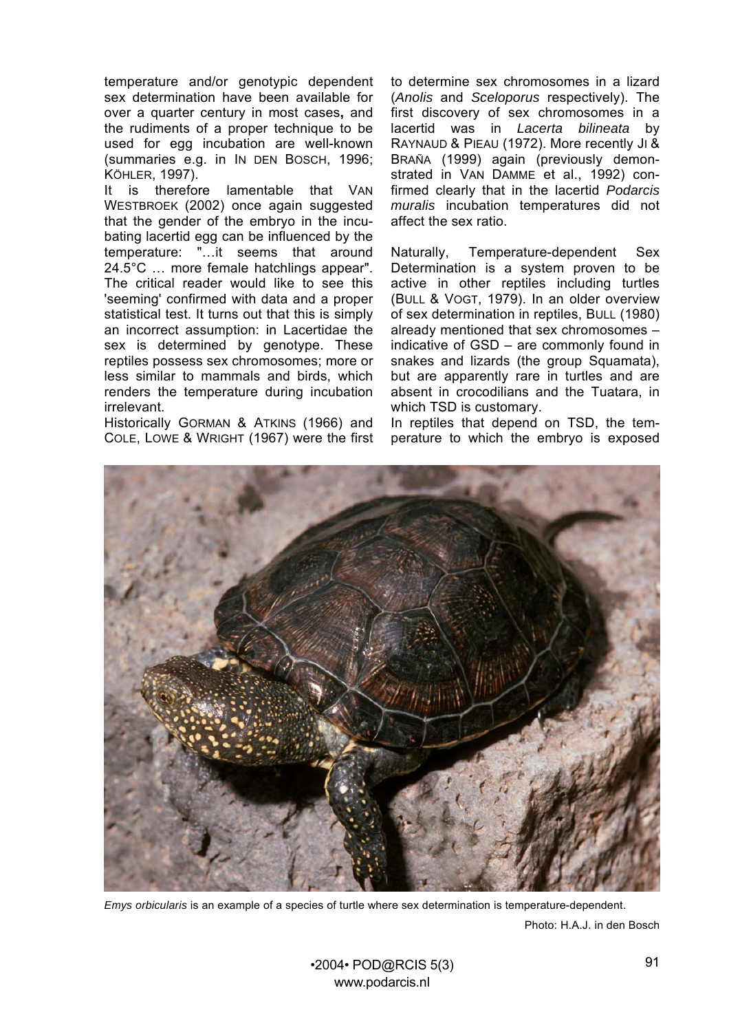temperature and/or genotypic dependent sex determination have been available for over a quarter century in most cases**,** and the rudiments of a proper technique to be used for egg incubation are well-known (summaries e.g. in IN DEN BOSCH, 1996; KÖHLER, 1997).

It is therefore lamentable that VAN WESTBROEK (2002) once again suggested that the gender of the embryo in the incubating lacertid egg can be influenced by the temperature: "…it seems that around 24.5°C … more female hatchlings appear". The critical reader would like to see this 'seeming' confirmed with data and a proper statistical test. It turns out that this is simply an incorrect assumption: in Lacertidae the sex is determined by genotype. These reptiles possess sex chromosomes; more or less similar to mammals and birds, which renders the temperature during incubation irrelevant.

Historically GORMAN & ATKINS (1966) and COLE, LOWE & WRIGHT (1967) were the first to determine sex chromosomes in a lizard (*Anolis* and *Sceloporus* respectively). The first discovery of sex chromosomes in a lacertid was in *Lacerta bilineata* by RAYNAUD & PIEAU (1972). More recently JI & BRAÑA (1999) again (previously demonstrated in VAN DAMME et al., 1992) confirmed clearly that in the lacertid *Podarcis muralis* incubation temperatures did not affect the sex ratio.

Naturally, Temperature-dependent Sex Determination is a system proven to be active in other reptiles including turtles (BULL & VOGT, 1979). In an older overview of sex determination in reptiles, BULL (1980) already mentioned that sex chromosomes – indicative of GSD – are commonly found in snakes and lizards (the group Squamata), but are apparently rare in turtles and are absent in crocodilians and the Tuatara, in which TSD is customary.

In reptiles that depend on TSD, the temperature to which the embryo is exposed

*Emys orbicularis* is an example of a species of turtle where sex determination is temperature-dependent.

Photo: H.A.J. in den Bosch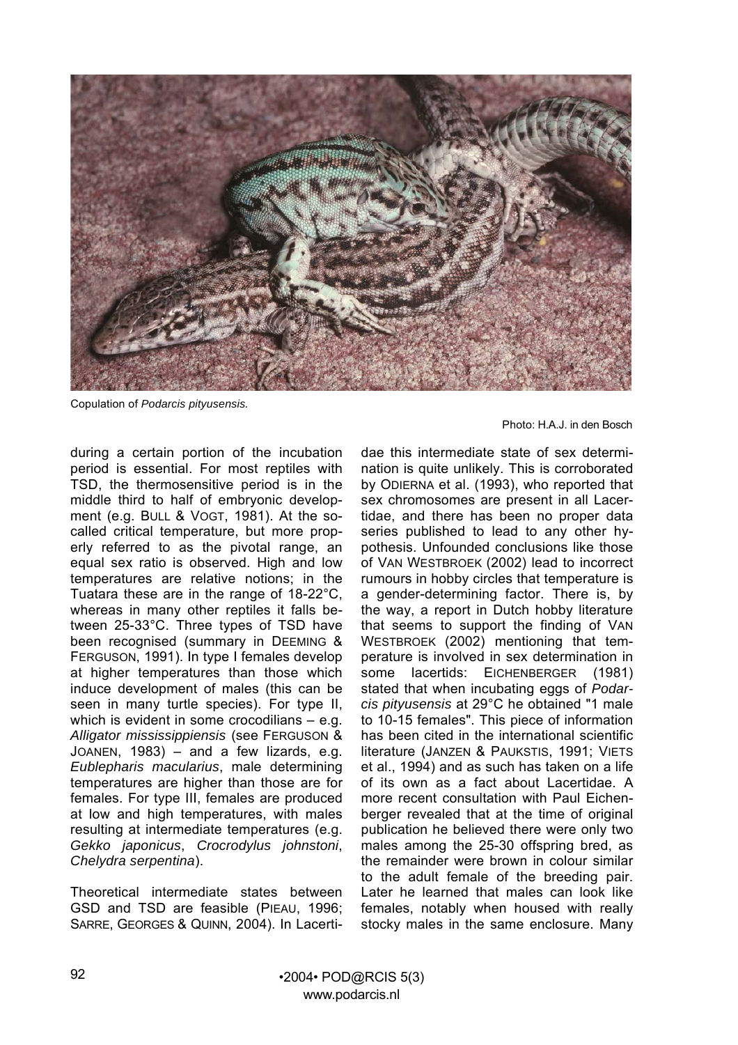Copulation of *Podarcis pityusensis.*

Photo: H.A.J. in den Bosch

during a certain portion of the incubation period is essential. For most reptiles with TSD, the thermosensitive period is in the middle third to half of embryonic development (e.g. BULL & VOGT, 1981). At the so-called critical temperature, but more properly referred to as the pivotal range, an equal sex ratio is observed. High and low temperatures are relative notions; in the Tuatara these are in the range of 18-22°C, whereas in many other reptiles it falls between 25-33°C. Three types of TSD have been recognised (summary in DEEMING & FERGUSON, 1991). In type I females develop at higher temperatures than those which induce development of males (this can be seen in many turtle species). For type II, which is evident in some crocodilians – e.g. *Alligator mississippiensis* (see FERGUSON & JOANEN, 1983) – and a few lizards, e.g. *Eublepharis macularius*, male determining temperatures are higher than those are for females. For type III, females are produced at low and high temperatures, with males resulting at intermediate temperatures (e.g. *Gekko japonicus*, *Crocrodylus johnstoni*, *Chelydra serpentina*).

Theoretical intermediate states between GSD and TSD are feasible (PIEAU, 1996; SARRE, GEORGES & QUINN, 2004). In Lacertidae this intermediate state of sex determination is quite unlikely. This is corroborated by ODIERNA et al. (1993), who reported that sex chromosomes are present in all Lacertidae, and there has been no proper data series published to lead to any other hypothesis. Unfounded conclusions like those of VAN WESTBROEK (2002) lead to incorrect rumours in hobby circles that temperature is a gender-determining factor. There is, by the way, a report in Dutch hobby literature that seems to support the finding of VAN WESTBROEK (2002) mentioning that temperature is involved in sex determination in some lacertids: EICHENBERGER (1981) stated that when incubating eggs of *Podarcis pityusensis* at 29°C he obtained "1 male to 10-15 females". This piece of information has been cited in the international scientific literature (JANZEN & PAUKSTIS, 1991; VIETS et al., 1994) and as such has taken on a life of its own as a fact about Lacertidae. A more recent consultation with Paul Eichenberger revealed that at the time of original publication he believed there were only two males among the 25-30 offspring bred, as the remainder were brown in colour similar to the adult female of the breeding pair. Later he learned that males can look like females, notably when housed with really stocky males in the same enclosure. Many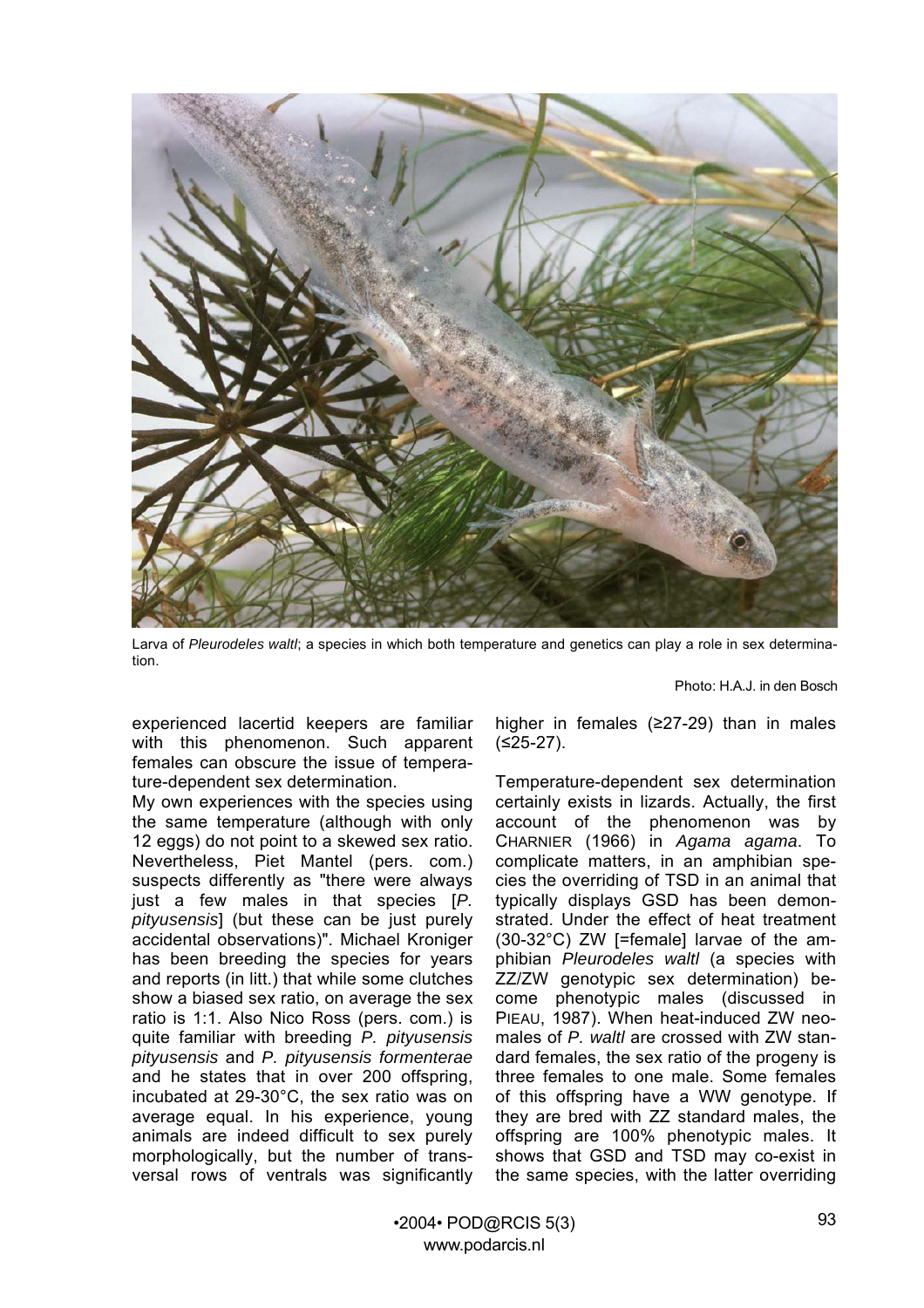Larva of *Pleurodeles waltl*; a species in which both temperature and genetics can play a role in sex determination.

Photo: H.A.J. in den Bosch

experienced lacertid keepers are familiar with this phenomenon. Such apparent females can obscure the issue of temperature-dependent sex determination.

My own experiences with the species using the same temperature (although with only 12 eggs) do not point to a skewed sex ratio. Nevertheless, Piet Mantel (pers. com.) suspects differently as "there were always just a few males in that species [*P. pityusensis*] (but these can be just purely accidental observations)". Michael Kroniger has been breeding the species for years and reports (in litt.) that while some clutches show a biased sex ratio, on average the sex ratio is 1:1. Also Nico Ross (pers. com.) is quite familiar with breeding *P. pityusensis pityusensis* and *P. pityusensis formenterae* and he states that in over 200 offspring, incubated at 29-30°C, the sex ratio was on average equal. In his experience, young animals are indeed difficult to sex purely morphologically, but the number of transversal rows of ventrals was significantly higher in females (≥27-29) than in males (≤25-27).

Temperature-dependent sex determination certainly exists in lizards. Actually, the first account of the phenomenon was by CHARNIER (1966) in *Agama agama*. To complicate matters, in an amphibian species the overriding of TSD in an animal that typically displays GSD has been demonstrated. Under the effect of heat treatment (30-32°C) ZW [=female] larvae of the amphibian *Pleurodeles waltl* (a species with ZZ/ZW genotypic sex determination) become phenotypic males (discussed in PIEAU, 1987). When heat-induced ZW neomales of *P. waltl* are crossed with ZW standard females, the sex ratio of the progeny is three females to one male. Some females of this offspring have a WW genotype. If they are bred with ZZ standard males, the offspring are 100% phenotypic males. It shows that GSD and TSD may co-exist in the same species, with the latter overriding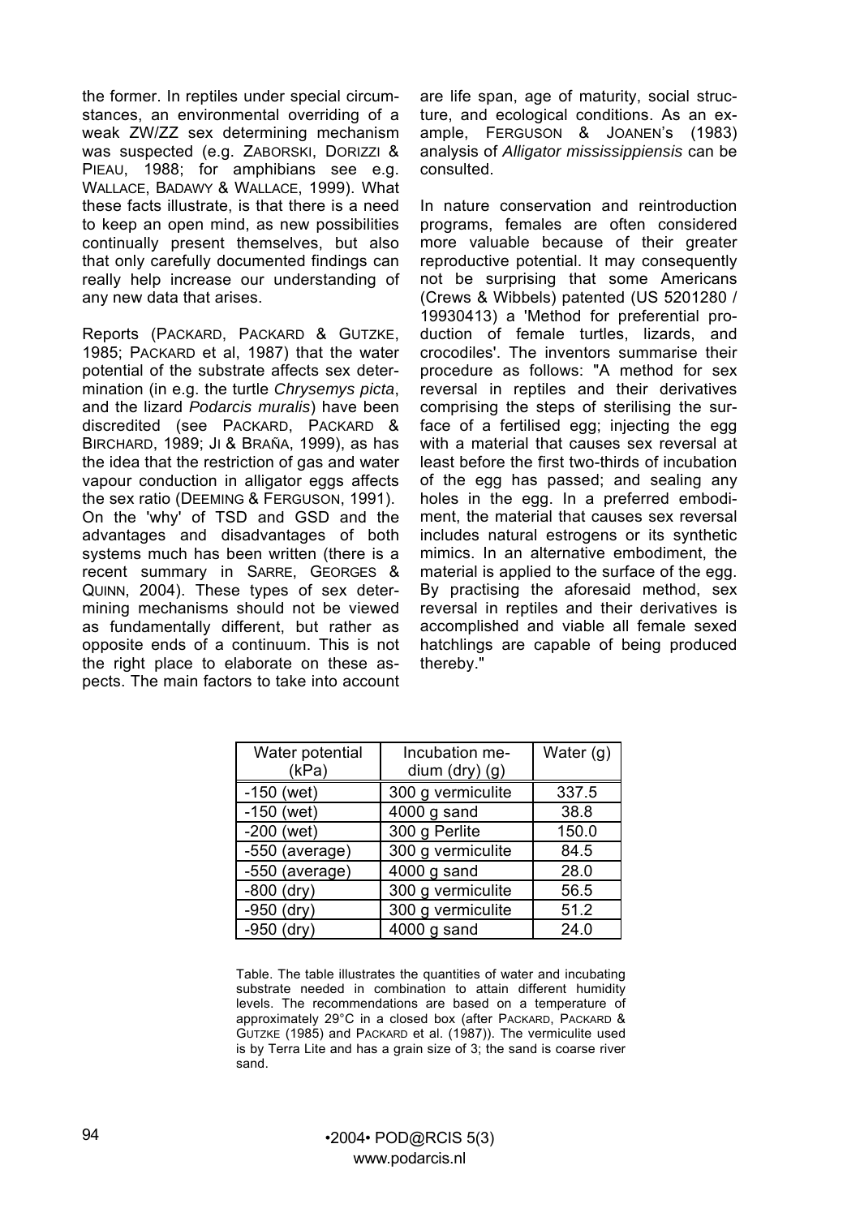the former. In reptiles under special circumstances, an environmental overriding of a weak ZW/ZZ sex determining mechanism was suspected (e.g. ZABORSKI, DORIZZI & PIEAU, 1988; for amphibians see e.g. WALLACE, BADAWY & WALLACE, 1999). What these facts illustrate, is that there is a need to keep an open mind, as new possibilities continually present themselves, but also that only carefully documented findings can really help increase our understanding of any new data that arises.

Reports (PACKARD, PACKARD & GUTZKE, 1985; PACKARD et al, 1987) that the water potential of the substrate affects sex determination (in e.g. the turtle *Chrysemys picta*, and the lizard *Podarcis muralis*) have been discredited (see PACKARD, PACKARD & BIRCHARD, 1989; JI & BRAÑA, 1999), as has the idea that the restriction of gas and water vapour conduction in alligator eggs affects the sex ratio (DEEMING & FERGUSON, 1991).
On the 'why' of TSD and GSD and the advantages and disadvantages of both systems much has been written (there is a recent summary in SARRE, GEORGES & QUINN, 2004). These types of sex determining mechanisms should not be viewed as fundamentally different, but rather as opposite ends of a continuum. This is not the right place to elaborate on these aspects. The main factors to take into account are life span, age of maturity, social structure, and ecological conditions. As an example, FERGUSON & JOANEN'S (1983) analysis of *Alligator mississippiensis* can be consulted.

In nature conservation and reintroduction programs, females are often considered more valuable because of their greater reproductive potential. It may consequently not be surprising that some Americans (Crews & Wibbels) patented (US 5201280 / 19930413) a 'Method for preferential production of female turtles, lizards, and crocodiles'. The inventors summarise their procedure as follows: "A method for sex reversal in reptiles and their derivatives comprising the steps of sterilising the surface of a fertilised egg; injecting the egg with a material that causes sex reversal at least before the first two-thirds of incubation of the egg has passed; and sealing any holes in the egg. In a preferred embodiment, the material that causes sex reversal includes natural estrogens or its synthetic mimics. In an alternative embodiment, the material is applied to the surface of the egg. By practising the aforesaid method, sex reversal in reptiles and their derivatives is accomplished and viable all female sexed hatchlings are capable of being produced thereby."

| Water potential (kPa) | Incubation medium (dry) (g) | Water (g) |
|---|---|---|
| -150 (wet) | 300 g vermiculite | 337.5 |
| -150 (wet) | 4000 g sand | 38.8 |
| -200 (wet) | 300 g Perlite | 150.0 |
| -550 (average) | 300 g vermiculite | 84.5 |
| -550 (average) | 4000 g sand | 28.0 |
| -800 (dry) | 300 g vermiculite | 56.5 |
| -950 (dry) | 300 g vermiculite | 51.2 |
| -950 (dry) | 4000 g sand | 24.0 |

Table. The table illustrates the quantities of water and incubating substrate needed in combination to attain different humidity levels. The recommendations are based on a temperature of approximately 29°C in a closed box (after PACKARD, PACKARD & GUTZKE (1985) and PACKARD et al. (1987)). The vermiculite used is by Terra Lite and has a grain size of 3; the sand is coarse river sand.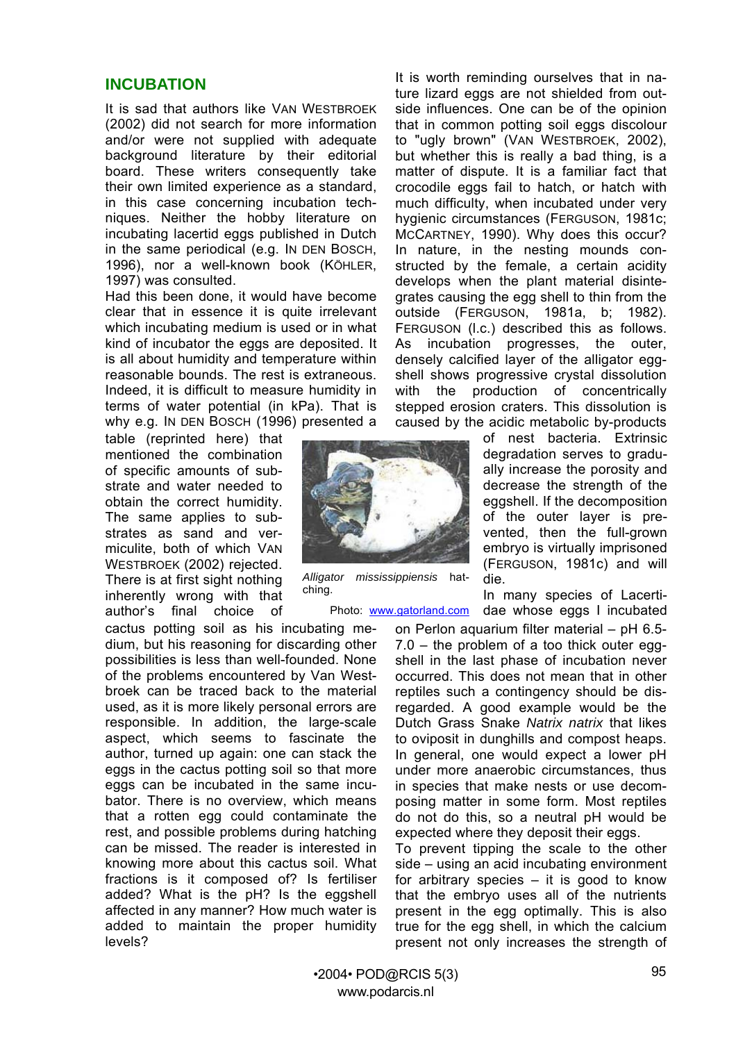## INCUBATION

It is sad that authors like VAN WESTBROEK (2002) did not search for more information and/or were not supplied with adequate background literature by their editorial board. These writers consequently take their own limited experience as a standard, in this case concerning incubation techniques. Neither the hobby literature on incubating lacertid eggs published in Dutch in the same periodical (e.g. IN DEN BOSCH, 1996), nor a well-known book (KÖHLER, 1997) was consulted.

Had this been done, it would have become clear that in essence it is quite irrelevant which incubating medium is used or in what kind of incubator the eggs are deposited. It is all about humidity and temperature within reasonable bounds. The rest is extraneous. Indeed, it is difficult to measure humidity in terms of water potential (in kPa). That is why e.g. IN DEN BOSCH (1996) presented a table (reprinted here) that mentioned the combination of specific amounts of substrate and water needed to obtain the correct humidity. The same applies to substrates as sand and vermiculite, both of which VAN WESTBROEK (2002) rejected. There is at first sight nothing inherently wrong with that author's final choice of cactus potting soil as his incubating medium, but his reasoning for discarding other possibilities is less than well-founded. None of the problems encountered by Van Westbroek can be traced back to the material used, as it is more likely personal errors are responsible. In addition, the large-scale aspect, which seems to fascinate the author, turned up again: one can stack the eggs in the cactus potting soil so that more eggs can be incubated in the same incubator. There is no overview, which means that a rotten egg could contaminate the rest, and possible problems during hatching can be missed. The reader is interested in knowing more about this cactus soil. What fractions is it composed of? Is fertiliser added? What is the pH? Is the eggshell affected in any manner? How much water is added to maintain the proper humidity levels?

*Alligator mississippiensis* hatching.

Photo: www.gatorland.com

It is worth reminding ourselves that in nature lizard eggs are not shielded from outside influences. One can be of the opinion that in common potting soil eggs discolour to "ugly brown" (VAN WESTBROEK, 2002), but whether this is really a bad thing, is a matter of dispute. It is a familiar fact that crocodile eggs fail to hatch, or hatch with much difficulty, when incubated under very hygienic circumstances (FERGUSON, 1981c; MCCARTNEY, 1990). Why does this occur? In nature, in the nesting mounds constructed by the female, a certain acidity develops when the plant material disintegrates causing the egg shell to thin from the outside (FERGUSON, 1981a, b; 1982). FERGUSON (l.c.) described this as follows. As incubation progresses, the outer, densely calcified layer of the alligator eggshell shows progressive crystal dissolution with the production of concentrically stepped erosion craters. This dissolution is caused by the acidic metabolic by-products of nest bacteria. Extrinsic degradation serves to gradually increase the porosity and decrease the strength of the eggshell. If the decomposition of the outer layer is prevented, then the full-grown embryo is virtually imprisoned (FERGUSON, 1981c) and will die.

In many species of Lacertidae whose eggs I incubated on Perlon aquarium filter material – pH 6.5-7.0 – the problem of a too thick outer eggshell in the last phase of incubation never occurred. This does not mean that in other reptiles such a contingency should be disregarded. A good example would be the Dutch Grass Snake *Natrix natrix* that likes to oviposit in dunghills and compost heaps. In general, one would expect a lower pH under more anaerobic circumstances, thus in species that make nests or use decomposing matter in some form. Most reptiles do not do this, so a neutral pH would be expected where they deposit their eggs.

To prevent tipping the scale to the other side – using an acid incubating environment for arbitrary species – it is good to know that the embryo uses all of the nutrients present in the egg optimally. This is also true for the egg shell, in which the calcium present not only increases the strength of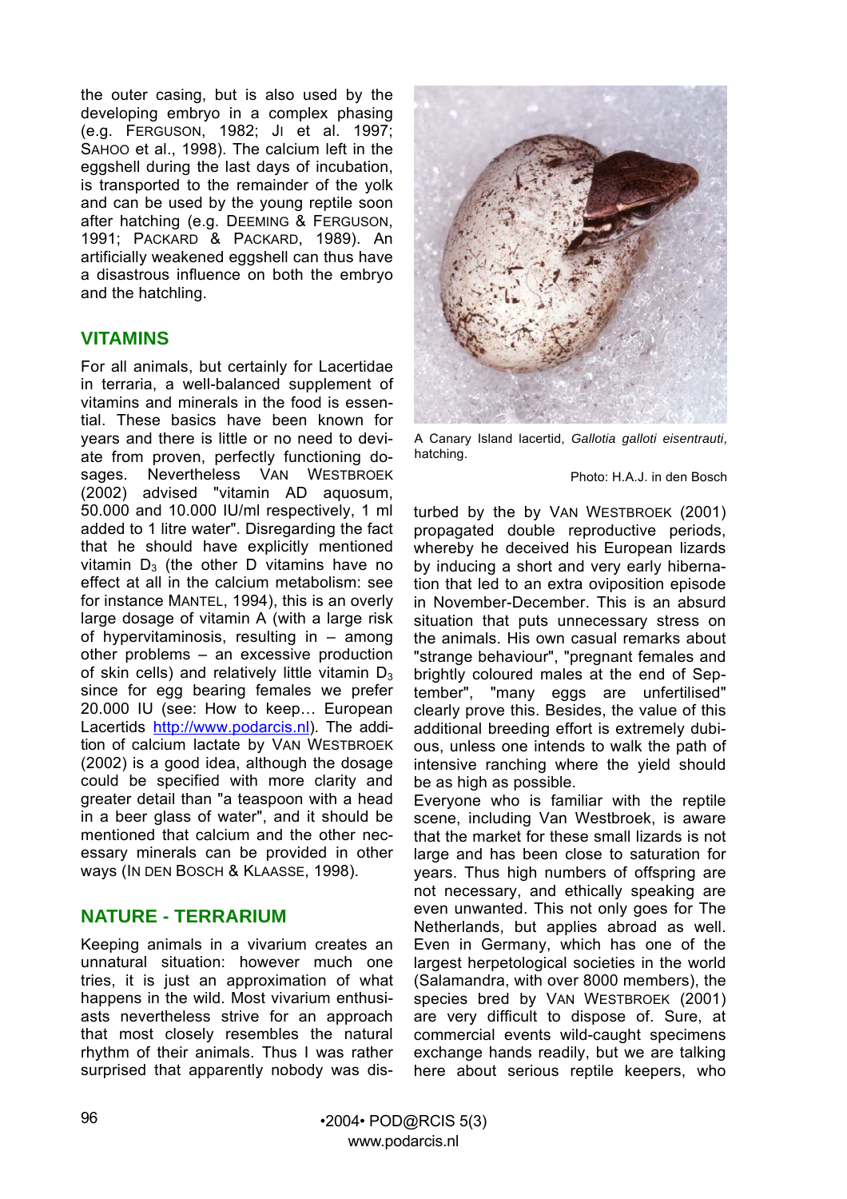the outer casing, but is also used by the developing embryo in a complex phasing (e.g. FERGUSON, 1982; JI et al. 1997; SAHOO et al., 1998). The calcium left in the eggshell during the last days of incubation, is transported to the remainder of the yolk and can be used by the young reptile soon after hatching (e.g. DEEMING & FERGUSON, 1991; PACKARD & PACKARD, 1989). An artificially weakened eggshell can thus have a disastrous influence on both the embryo and the hatchling.

## VITAMINS

For all animals, but certainly for Lacertidae in terraria, a well-balanced supplement of vitamins and minerals in the food is essential. These basics have been known for years and there is little or no need to deviate from proven, perfectly functioning dosages. Nevertheless VAN WESTBROEK (2002) advised "vitamin AD aquosum, 50.000 and 10.000 IU/ml respectively, 1 ml added to 1 litre water". Disregarding the fact that he should have explicitly mentioned vitamin $D_3$ (the other D vitamins have no effect at all in the calcium metabolism: see for instance MANTEL, 1994), this is an overly large dosage of vitamin A (with a large risk of hypervitaminosis, resulting in – among other problems – an excessive production of skin cells) and relatively little vitamin $D_3$ since for egg bearing females we prefer 20.000 IU (see: How to keep… European Lacertids http://www.podarcis.nl). The addition of calcium lactate by VAN WESTBROEK (2002) is a good idea, although the dosage could be specified with more clarity and greater detail than "a teaspoon with a head in a beer glass of water", and it should be mentioned that calcium and the other necessary minerals can be provided in other ways (IN DEN BOSCH & KLAASSE, 1998).

## NATURE - TERRARIUM

Keeping animals in a vivarium creates an unnatural situation: however much one tries, it is just an approximation of what happens in the wild. Most vivarium enthusiasts nevertheless strive for an approach that most closely resembles the natural rhythm of their animals. Thus I was rather surprised that apparently nobody was disturbed by the by VAN WESTBROEK (2001) propagated double reproductive periods, whereby he deceived his European lizards by inducing a short and very early hibernation that led to an extra oviposition episode in November-December. This is an absurd situation that puts unnecessary stress on the animals. His own casual remarks about "strange behaviour", "pregnant females and brightly coloured males at the end of September", "many eggs are unfertilised" clearly prove this. Besides, the value of this additional breeding effort is extremely dubious, unless one intends to walk the path of intensive ranching where the yield should be as high as possible.

A Canary Island lacertid, *Gallotia galloti eisentrauti*, hatching.

Photo: H.A.J. in den Bosch

Everyone who is familiar with the reptile scene, including Van Westbroek, is aware that the market for these small lizards is not large and has been close to saturation for years. Thus high numbers of offspring are not necessary, and ethically speaking are even unwanted. This not only goes for The Netherlands, but applies abroad as well. Even in Germany, which has one of the largest herpetological societies in the world (Salamandra, with over 8000 members), the species bred by VAN WESTBROEK (2001) are very difficult to dispose of. Sure, at commercial events wild-caught specimens exchange hands readily, but we are talking here about serious reptile keepers, who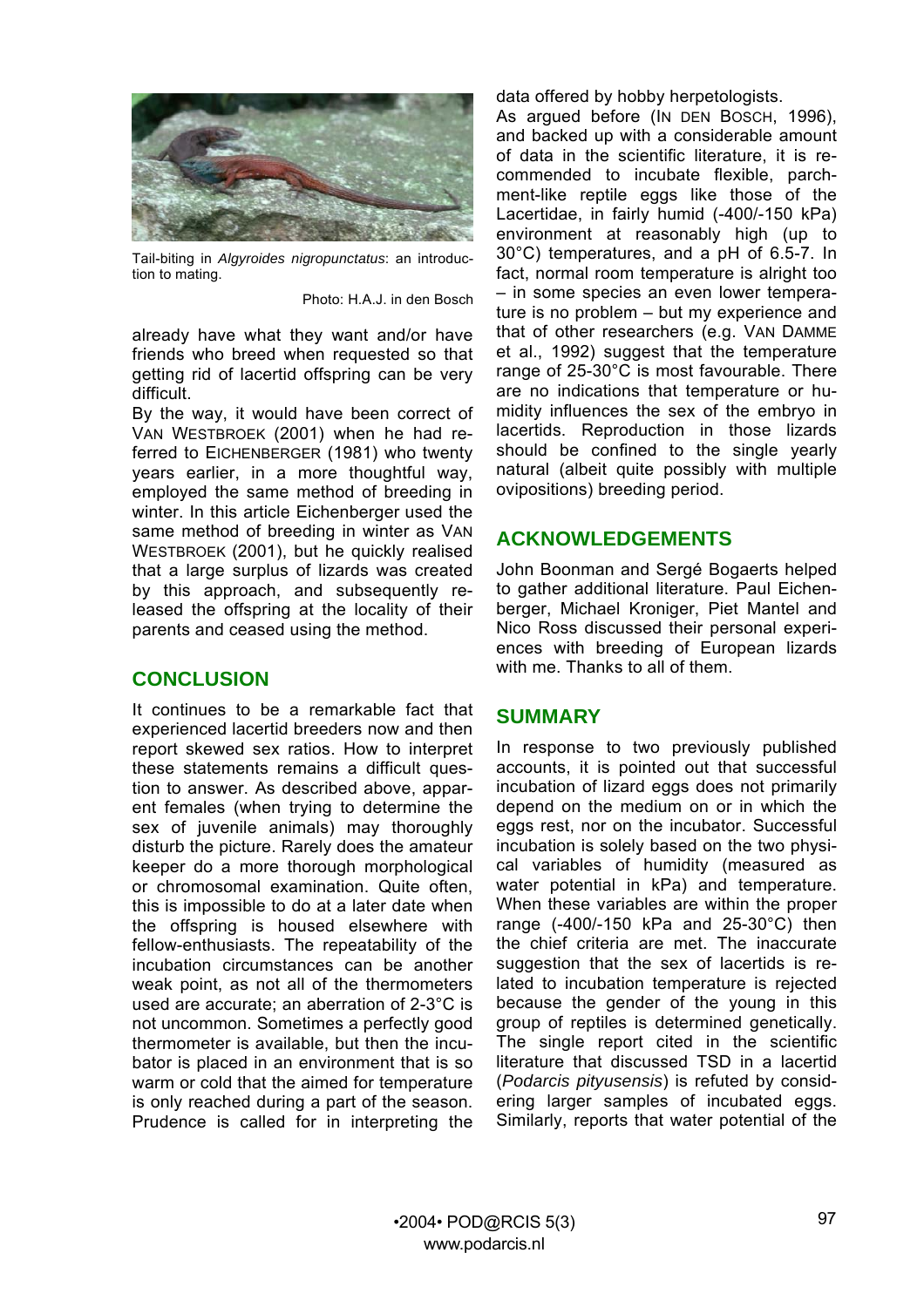Tail-biting in *Algyroides nigropunctatus*: an introduction to mating.

Photo: H.A.J. in den Bosch

already have what they want and/or have friends who breed when requested so that getting rid of lacertid offspring can be very difficult.

By the way, it would have been correct of VAN WESTBROEK (2001) when he had referred to EICHENBERGER (1981) who twenty years earlier, in a more thoughtful way, employed the same method of breeding in winter. In this article Eichenberger used the same method of breeding in winter as VAN WESTBROEK (2001), but he quickly realised that a large surplus of lizards was created by this approach, and subsequently released the offspring at the locality of their parents and ceased using the method.

## CONCLUSION

It continues to be a remarkable fact that experienced lacertid breeders now and then report skewed sex ratios. How to interpret these statements remains a difficult question to answer. As described above, apparent females (when trying to determine the sex of juvenile animals) may thoroughly disturb the picture. Rarely does the amateur keeper do a more thorough morphological or chromosomal examination. Quite often, this is impossible to do at a later date when the offspring is housed elsewhere with fellow-enthusiasts. The repeatability of the incubation circumstances can be another weak point, as not all of the thermometers used are accurate; an aberration of 2-3°C is not uncommon. Sometimes a perfectly good thermometer is available, but then the incubator is placed in an environment that is so warm or cold that the aimed for temperature is only reached during a part of the season. Prudence is called for in interpreting the data offered by hobby herpetologists.

As argued before (IN DEN BOSCH, 1996), and backed up with a considerable amount of data in the scientific literature, it is recommended to incubate flexible, parchment-like reptile eggs like those of the Lacertidae, in fairly humid (-400/-150 kPa) environment at reasonably high (up to 30°C) temperatures, and a pH of 6.5-7. In fact, normal room temperature is alright too – in some species an even lower temperature is no problem – but my experience and that of other researchers (e.g. VAN DAMME et al., 1992) suggest that the temperature range of 25-30°C is most favourable. There are no indications that temperature or humidity influences the sex of the embryo in lacertids. Reproduction in those lizards should be confined to the single yearly natural (albeit quite possibly with multiple ovipositions) breeding period.

## ACKNOWLEDGEMENTS

John Boonman and Sergé Bogaerts helped to gather additional literature. Paul Eichenberger, Michael Kroniger, Piet Mantel and Nico Ross discussed their personal experiences with breeding of European lizards with me. Thanks to all of them.

## SUMMARY

In response to two previously published accounts, it is pointed out that successful incubation of lizard eggs does not primarily depend on the medium on or in which the eggs rest, nor on the incubator. Successful incubation is solely based on the two physical variables of humidity (measured as water potential in kPa) and temperature. When these variables are within the proper range (-400/-150 kPa and 25-30°C) then the chief criteria are met. The inaccurate suggestion that the sex of lacertids is related to incubation temperature is rejected because the gender of the young in this group of reptiles is determined genetically. The single report cited in the scientific literature that discussed TSD in a lacertid (*Podarcis pityusensis*) is refuted by considering larger samples of incubated eggs. Similarly, reports that water potential of the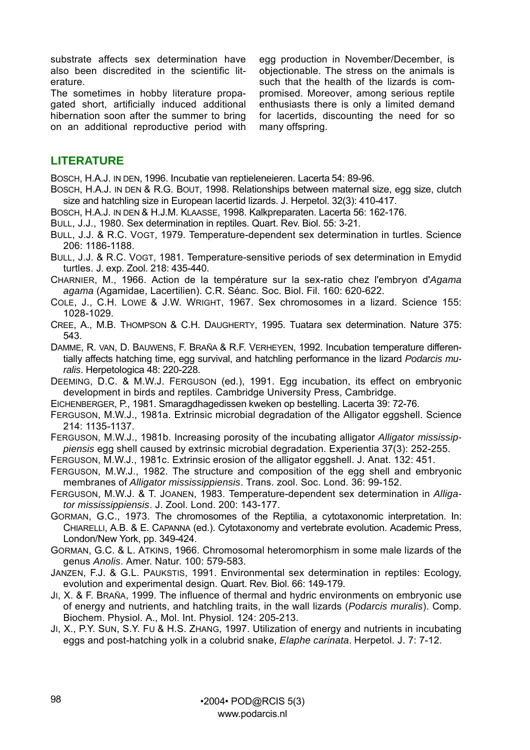substrate affects sex determination have also been discredited in the scientific literature.

The sometimes in hobby literature propagated short, artificially induced additional hibernation soon after the summer to bring on an additional reproductive period with egg production in November/December, is objectionable. The stress on the animals is such that the health of the lizards is compromised. Moreover, among serious reptile enthusiasts there is only a limited demand for lacertids, discounting the need for so many offspring.

## LITERATURE

BOSCH, H.A.J. IN DEN, 1996. Incubatie van reptieleneieren. Lacerta 54: 89-96.

BOSCH, H.A.J. IN DEN & R.G. BOUT, 1998. Relationships between maternal size, egg size, clutch size and hatchling size in European lacertid lizards. J. Herpetol. 32(3): 410-417.

BOSCH, H.A.J. IN DEN & H.J.M. KLAASSE, 1998. Kalkpreparaten. Lacerta 56: 162-176.

BULL, J.J., 1980. Sex determination in reptiles. Quart. Rev. Biol. 55: 3-21.

BULL, J.J. & R.C. VOGT, 1979. Temperature-dependent sex determination in turtles. Science 206: 1186-1188.

BULL, J.J. & R.C. VOGT, 1981. Temperature-sensitive periods of sex determination in Emydid turtles. J. exp. Zool. 218: 435-440.

CHARNIER, M., 1966. Action de la température sur la sex-ratio chez l'embryon d'*Agama agama* (Agamidae, Lacertilien). C.R. Séanc. Soc. Biol. Fil. 160: 620-622.

COLE, J., C.H. LOWE & J.W. WRIGHT, 1967. Sex chromosomes in a lizard. Science 155: 1028-1029.

CREE, A., M.B. THOMPSON & C.H. DAUGHERTY, 1995. Tuatara sex determination. Nature 375: 543.

DAMME, R. VAN, D. BAUWENS, F. BRAÑA & R.F. VERHEYEN, 1992. Incubation temperature differentially affects hatching time, egg survival, and hatchling performance in the lizard *Podarcis muralis*. Herpetologica 48: 220-228.

DEEMING, D.C. & M.W.J. FERGUSON (ed.), 1991. Egg incubation, its effect on embryonic development in birds and reptiles. Cambridge University Press, Cambridge.

EICHENBERGER, P., 1981. Smaragdhagedissen kweken op bestelling. Lacerta 39: 72-76.

FERGUSON, M.W.J., 1981a. Extrinsic microbial degradation of the Alligator eggshell. Science 214: 1135-1137.

FERGUSON, M.W.J., 1981b. Increasing porosity of the incubating alligator *Alligator mississippiensis* egg shell caused by extrinsic microbial degradation. Experientia 37(3): 252-255.

FERGUSON, M.W.J., 1981c. Extrinsic erosion of the alligator eggshell. J. Anat. 132: 451.

FERGUSON, M.W.J., 1982. The structure and composition of the egg shell and embryonic membranes of *Alligator mississippiensis*. Trans. zool. Soc. Lond. 36: 99-152.

FERGUSON, M.W.J. & T. JOANEN, 1983. Temperature-dependent sex determination in *Alligator mississippiensis*. J. Zool. Lond. 200: 143-177.

GORMAN, G.C., 1973. The chromosomes of the Reptilia, a cytotaxonomic interpretation. In: CHIARELLI, A.B. & E. CAPANNA (ed.). Cytotaxonomy and vertebrate evolution. Academic Press, London/New York, pp. 349-424.

GORMAN, G.C. & L. ATKINS, 1966. Chromosomal heteromorphism in some male lizards of the genus *Anolis*. Amer. Natur. 100: 579-583.

JANZEN, F.J. & G.L. PAUKSTIS, 1991. Environmental sex determination in reptiles: Ecology, evolution and experimental design. Quart. Rev. Biol. 66: 149-179.

JI, X. & F. BRAÑA, 1999. The influence of thermal and hydric environments on embryonic use of energy and nutrients, and hatchling traits, in the wall lizards (*Podarcis muralis*). Comp. Biochem. Physiol. A., Mol. Int. Physiol. 124: 205-213.

JI, X., P.Y. SUN, S.Y. FU & H.S. ZHANG, 1997. Utilization of energy and nutrients in incubating eggs and post-hatching yolk in a colubrid snake, *Elaphe carinata*. Herpetol. J. 7: 7-12.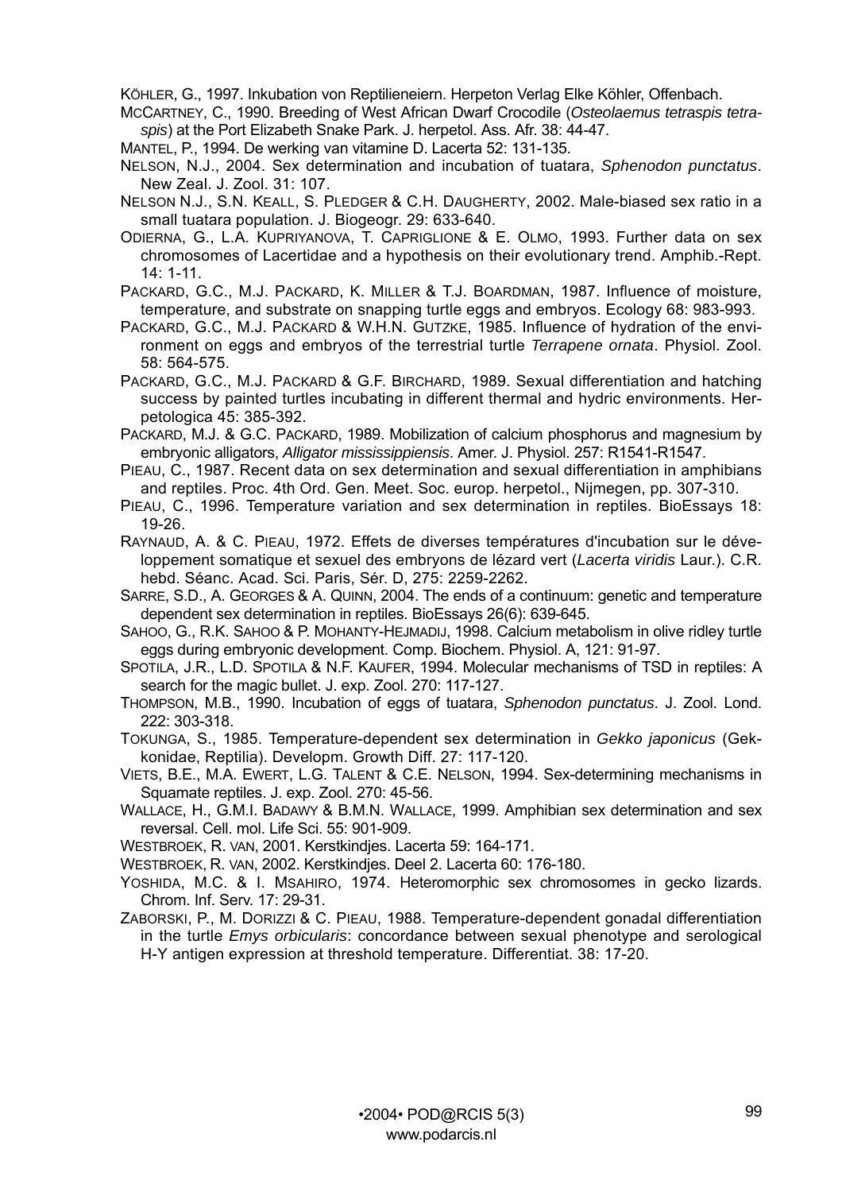KÖHLER, G., 1997. Inkubation von Reptilieneiern. Herpeton Verlag Elke Köhler, Offenbach.

MCCARTNEY, C., 1990. Breeding of West African Dwarf Crocodile (*Osteolaemus tetraspis tetraspis*) at the Port Elizabeth Snake Park. J. herpetol. Ass. Afr. 38: 44-47.

MANTEL, P., 1994. De werking van vitamine D. Lacerta 52: 131-135.

NELSON, N.J., 2004. Sex determination and incubation of tuatara, *Sphenodon punctatus*. New Zeal. J. Zool. 31: 107.

NELSON N.J., S.N. KEALL, S. PLEDGER & C.H. DAUGHERTY, 2002. Male-biased sex ratio in a small tuatara population. J. Biogeogr. 29: 633-640.

ODIERNA, G., L.A. KUPRIYANOVA, T. CAPRIGLIONE & E. OLMO, 1993. Further data on sex chromosomes of Lacertidae and a hypothesis on their evolutionary trend. Amphib.-Rept. 14: 1-11.

PACKARD, G.C., M.J. PACKARD, K. MILLER & T.J. BOARDMAN, 1987. Influence of moisture, temperature, and substrate on snapping turtle eggs and embryos. Ecology 68: 983-993.

PACKARD, G.C., M.J. PACKARD & W.H.N. GUTZKE, 1985. Influence of hydration of the environment on eggs and embryos of the terrestrial turtle *Terrapene ornata*. Physiol. Zool. 58: 564-575.

PACKARD, G.C., M.J. PACKARD & G.F. BIRCHARD, 1989. Sexual differentiation and hatching success by painted turtles incubating in different thermal and hydric environments. Herpetologica 45: 385-392.

PACKARD, M.J. & G.C. PACKARD, 1989. Mobilization of calcium phosphorus and magnesium by embryonic alligators, *Alligator mississippiensis*. Amer. J. Physiol. 257: R1541-R1547.

PIEAU, C., 1987. Recent data on sex determination and sexual differentiation in amphibians and reptiles. Proc. 4th Ord. Gen. Meet. Soc. europ. herpetol., Nijmegen, pp. 307-310.

PIEAU, C., 1996. Temperature variation and sex determination in reptiles. BioEssays 18: 19-26.

RAYNAUD, A. & C. PIEAU, 1972. Effets de diverses températures d'incubation sur le développement somatique et sexuel des embryons de lézard vert (*Lacerta viridis* Laur.). C.R. hebd. Séanc. Acad. Sci. Paris, Sér. D, 275: 2259-2262.

SARRE, S.D., A. GEORGES & A. QUINN, 2004. The ends of a continuum: genetic and temperature dependent sex determination in reptiles. BioEssays 26(6): 639-645.

SAHOO, G., R.K. SAHOO & P. MOHANTY-HEJMADIJ, 1998. Calcium metabolism in olive ridley turtle eggs during embryonic development. Comp. Biochem. Physiol. A, 121: 91-97.

SPOTILA, J.R., L.D. SPOTILA & N.F. KAUFER, 1994. Molecular mechanisms of TSD in reptiles: A search for the magic bullet. J. exp. Zool. 270: 117-127.

THOMPSON, M.B., 1990. Incubation of eggs of tuatara, *Sphenodon punctatus*. J. Zool. Lond. 222: 303-318.

TOKUNGA, S., 1985. Temperature-dependent sex determination in *Gekko japonicus* (Gekkonidae, Reptilia). Developm. Growth Diff. 27: 117-120.

VIETS, B.E., M.A. EWERT, L.G. TALENT & C.E. NELSON, 1994. Sex-determining mechanisms in Squamate reptiles. J. exp. Zool. 270: 45-56.

WALLACE, H., G.M.I. BADAWY & B.M.N. WALLACE, 1999. Amphibian sex determination and sex reversal. Cell. mol. Life Sci. 55: 901-909.

WESTBROEK, R. VAN, 2001. Kerstkindjes. Lacerta 59: 164-171.

WESTBROEK, R. VAN, 2002. Kerstkindjes. Deel 2. Lacerta 60: 176-180.

YOSHIDA, M.C. & I. MSAHIRO, 1974. Heteromorphic sex chromosomes in gecko lizards. Chrom. Inf. Serv. 17: 29-31.

ZABORSKI, P., M. DORIZZI & C. PIEAU, 1988. Temperature-dependent gonadal differentiation in the turtle *Emys orbicularis*: concordance between sexual phenotype and serological H-Y antigen expression at threshold temperature. Differentiat. 38: 17-20.